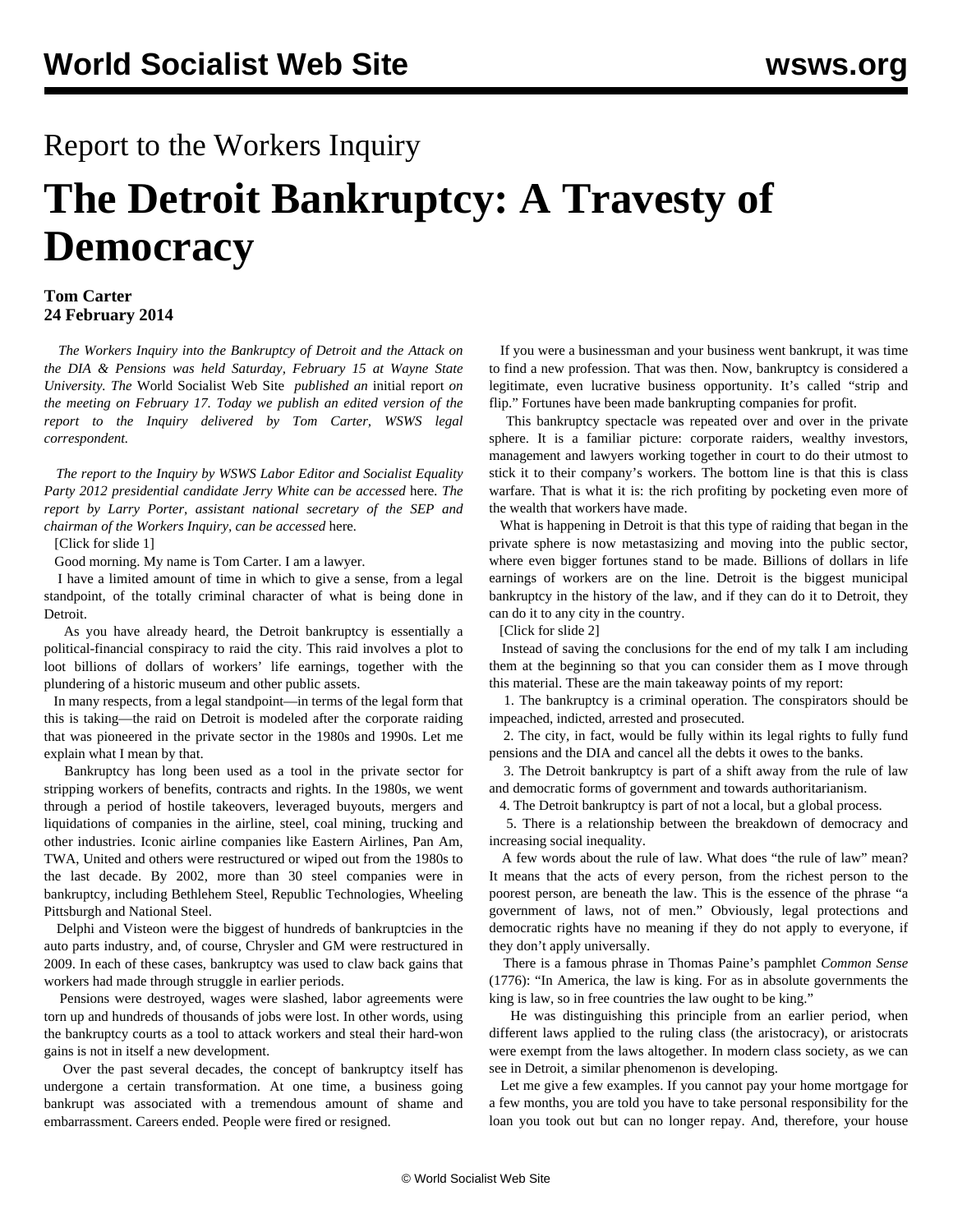Report to the Workers Inquiry

# The Detroit Bankruptcy: A Travesty of Democracy

**Tom Carter**
**24 February 2014**

*The Workers Inquiry into the Bankruptcy of Detroit and the Attack on the DIA & Pensions was held Saturday, February 15 at Wayne State University. The* World Socialist Web Site *published an* initial report *on the meeting on February 17. Today we publish an edited version of the report to the Inquiry delivered by Tom Carter, WSWS legal correspondent.*

*The report to the Inquiry by WSWS Labor Editor and Socialist Equality Party 2012 presidential candidate Jerry White can be accessed* here*. The report by Larry Porter, assistant national secretary of the SEP and chairman of the Workers Inquiry, can be accessed* here*.*

[Click for slide 1]

Good morning. My name is Tom Carter. I am a lawyer.

I have a limited amount of time in which to give a sense, from a legal standpoint, of the totally criminal character of what is being done in Detroit.

As you have already heard, the Detroit bankruptcy is essentially a political-financial conspiracy to raid the city. This raid involves a plot to loot billions of dollars of workers' life earnings, together with the plundering of a historic museum and other public assets.

In many respects, from a legal standpoint—in terms of the legal form that this is taking—the raid on Detroit is modeled after the corporate raiding that was pioneered in the private sector in the 1980s and 1990s. Let me explain what I mean by that.

Bankruptcy has long been used as a tool in the private sector for stripping workers of benefits, contracts and rights. In the 1980s, we went through a period of hostile takeovers, leveraged buyouts, mergers and liquidations of companies in the airline, steel, coal mining, trucking and other industries. Iconic airline companies like Eastern Airlines, Pan Am, TWA, United and others were restructured or wiped out from the 1980s to the last decade. By 2002, more than 30 steel companies were in bankruptcy, including Bethlehem Steel, Republic Technologies, Wheeling Pittsburgh and National Steel.

Delphi and Visteon were the biggest of hundreds of bankruptcies in the auto parts industry, and, of course, Chrysler and GM were restructured in 2009. In each of these cases, bankruptcy was used to claw back gains that workers had made through struggle in earlier periods.

Pensions were destroyed, wages were slashed, labor agreements were torn up and hundreds of thousands of jobs were lost. In other words, using the bankruptcy courts as a tool to attack workers and steal their hard-won gains is not in itself a new development.

Over the past several decades, the concept of bankruptcy itself has undergone a certain transformation. At one time, a business going bankrupt was associated with a tremendous amount of shame and embarrassment. Careers ended. People were fired or resigned.

If you were a businessman and your business went bankrupt, it was time to find a new profession. That was then. Now, bankruptcy is considered a legitimate, even lucrative business opportunity. It's called "strip and flip." Fortunes have been made bankrupting companies for profit.

This bankruptcy spectacle was repeated over and over in the private sphere. It is a familiar picture: corporate raiders, wealthy investors, management and lawyers working together in court to do their utmost to stick it to their company's workers. The bottom line is that this is class warfare. That is what it is: the rich profiting by pocketing even more of the wealth that workers have made.

What is happening in Detroit is that this type of raiding that began in the private sphere is now metastasizing and moving into the public sector, where even bigger fortunes stand to be made. Billions of dollars in life earnings of workers are on the line. Detroit is the biggest municipal bankruptcy in the history of the law, and if they can do it to Detroit, they can do it to any city in the country.

[Click for slide 2]

Instead of saving the conclusions for the end of my talk I am including them at the beginning so that you can consider them as I move through this material. These are the main takeaway points of my report:

1. The bankruptcy is a criminal operation. The conspirators should be impeached, indicted, arrested and prosecuted.
2. The city, in fact, would be fully within its legal rights to fully fund pensions and the DIA and cancel all the debts it owes to the banks.
3. The Detroit bankruptcy is part of a shift away from the rule of law and democratic forms of government and towards authoritarianism.
4. The Detroit bankruptcy is part of not a local, but a global process.
5. There is a relationship between the breakdown of democracy and increasing social inequality.

A few words about the rule of law. What does "the rule of law" mean? It means that the acts of every person, from the richest person to the poorest person, are beneath the law. This is the essence of the phrase "a government of laws, not of men." Obviously, legal protections and democratic rights have no meaning if they do not apply to everyone, if they don't apply universally.

There is a famous phrase in Thomas Paine's pamphlet *Common Sense* (1776): "In America, the law is king. For as in absolute governments the king is law, so in free countries the law ought to be king."

He was distinguishing this principle from an earlier period, when different laws applied to the ruling class (the aristocracy), or aristocrats were exempt from the laws altogether. In modern class society, as we can see in Detroit, a similar phenomenon is developing.

Let me give a few examples. If you cannot pay your home mortgage for a few months, you are told you have to take personal responsibility for the loan you took out but can no longer repay. And, therefore, your house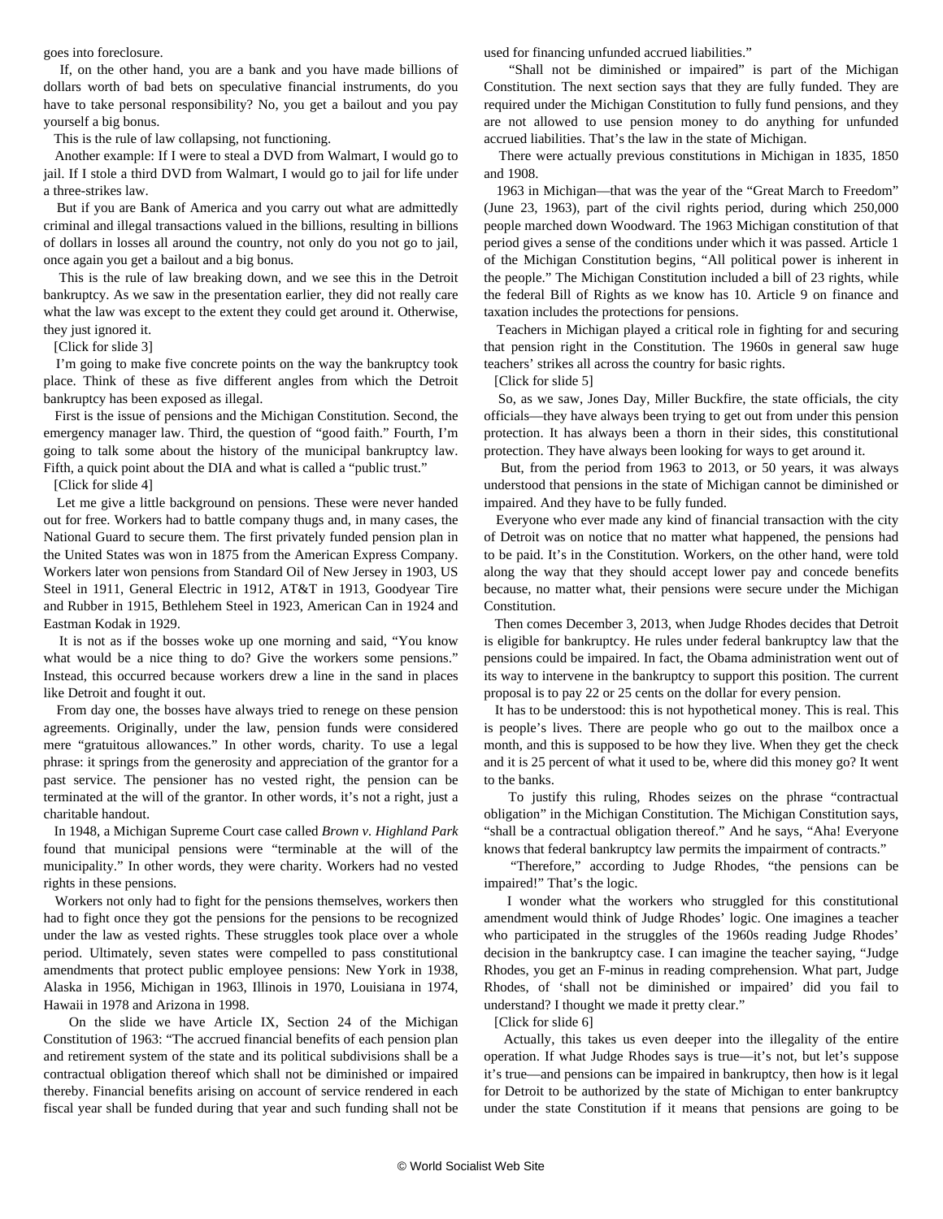goes into foreclosure.

If, on the other hand, you are a bank and you have made billions of dollars worth of bad bets on speculative financial instruments, do you have to take personal responsibility? No, you get a bailout and you pay yourself a big bonus.

This is the rule of law collapsing, not functioning.

Another example: If I were to steal a DVD from Walmart, I would go to jail. If I stole a third DVD from Walmart, I would go to jail for life under a three-strikes law.

But if you are Bank of America and you carry out what are admittedly criminal and illegal transactions valued in the billions, resulting in billions of dollars in losses all around the country, not only do you not go to jail, once again you get a bailout and a big bonus.

This is the rule of law breaking down, and we see this in the Detroit bankruptcy. As we saw in the presentation earlier, they did not really care what the law was except to the extent they could get around it. Otherwise, they just ignored it.

[Click for slide 3]

I'm going to make five concrete points on the way the bankruptcy took place. Think of these as five different angles from which the Detroit bankruptcy has been exposed as illegal.

First is the issue of pensions and the Michigan Constitution. Second, the emergency manager law. Third, the question of "good faith." Fourth, I'm going to talk some about the history of the municipal bankruptcy law. Fifth, a quick point about the DIA and what is called a "public trust."

[Click for slide 4]

Let me give a little background on pensions. These were never handed out for free. Workers had to battle company thugs and, in many cases, the National Guard to secure them. The first privately funded pension plan in the United States was won in 1875 from the American Express Company. Workers later won pensions from Standard Oil of New Jersey in 1903, US Steel in 1911, General Electric in 1912, AT&T in 1913, Goodyear Tire and Rubber in 1915, Bethlehem Steel in 1923, American Can in 1924 and Eastman Kodak in 1929.

It is not as if the bosses woke up one morning and said, "You know what would be a nice thing to do? Give the workers some pensions." Instead, this occurred because workers drew a line in the sand in places like Detroit and fought it out.

From day one, the bosses have always tried to renege on these pension agreements. Originally, under the law, pension funds were considered mere "gratuitous allowances." In other words, charity. To use a legal phrase: it springs from the generosity and appreciation of the grantor for a past service. The pensioner has no vested right, the pension can be terminated at the will of the grantor. In other words, it's not a right, just a charitable handout.

In 1948, a Michigan Supreme Court case called *Brown v. Highland Park* found that municipal pensions were "terminable at the will of the municipality." In other words, they were charity. Workers had no vested rights in these pensions.

Workers not only had to fight for the pensions themselves, workers then had to fight once they got the pensions for the pensions to be recognized under the law as vested rights. These struggles took place over a whole period. Ultimately, seven states were compelled to pass constitutional amendments that protect public employee pensions: New York in 1938, Alaska in 1956, Michigan in 1963, Illinois in 1970, Louisiana in 1974, Hawaii in 1978 and Arizona in 1998.

On the slide we have Article IX, Section 24 of the Michigan Constitution of 1963: "The accrued financial benefits of each pension plan and retirement system of the state and its political subdivisions shall be a contractual obligation thereof which shall not be diminished or impaired thereby. Financial benefits arising on account of service rendered in each fiscal year shall be funded during that year and such funding shall not be used for financing unfunded accrued liabilities."

"Shall not be diminished or impaired" is part of the Michigan Constitution. The next section says that they are fully funded. They are required under the Michigan Constitution to fully fund pensions, and they are not allowed to use pension money to do anything for unfunded accrued liabilities. That's the law in the state of Michigan.

There were actually previous constitutions in Michigan in 1835, 1850 and 1908.

1963 in Michigan—that was the year of the "Great March to Freedom" (June 23, 1963), part of the civil rights period, during which 250,000 people marched down Woodward. The 1963 Michigan constitution of that period gives a sense of the conditions under which it was passed. Article 1 of the Michigan Constitution begins, "All political power is inherent in the people." The Michigan Constitution included a bill of 23 rights, while the federal Bill of Rights as we know has 10. Article 9 on finance and taxation includes the protections for pensions.

Teachers in Michigan played a critical role in fighting for and securing that pension right in the Constitution. The 1960s in general saw huge teachers' strikes all across the country for basic rights.

[Click for slide 5]

So, as we saw, Jones Day, Miller Buckfire, the state officials, the city officials—they have always been trying to get out from under this pension protection. It has always been a thorn in their sides, this constitutional protection. They have always been looking for ways to get around it.

But, from the period from 1963 to 2013, or 50 years, it was always understood that pensions in the state of Michigan cannot be diminished or impaired. And they have to be fully funded.

Everyone who ever made any kind of financial transaction with the city of Detroit was on notice that no matter what happened, the pensions had to be paid. It's in the Constitution. Workers, on the other hand, were told along the way that they should accept lower pay and concede benefits because, no matter what, their pensions were secure under the Michigan Constitution.

Then comes December 3, 2013, when Judge Rhodes decides that Detroit is eligible for bankruptcy. He rules under federal bankruptcy law that the pensions could be impaired. In fact, the Obama administration went out of its way to intervene in the bankruptcy to support this position. The current proposal is to pay 22 or 25 cents on the dollar for every pension.

It has to be understood: this is not hypothetical money. This is real. This is people's lives. There are people who go out to the mailbox once a month, and this is supposed to be how they live. When they get the check and it is 25 percent of what it used to be, where did this money go? It went to the banks.

To justify this ruling, Rhodes seizes on the phrase "contractual obligation" in the Michigan Constitution. The Michigan Constitution says, "shall be a contractual obligation thereof." And he says, "Aha! Everyone knows that federal bankruptcy law permits the impairment of contracts."

"Therefore," according to Judge Rhodes, "the pensions can be impaired!" That's the logic.

I wonder what the workers who struggled for this constitutional amendment would think of Judge Rhodes' logic. One imagines a teacher who participated in the struggles of the 1960s reading Judge Rhodes' decision in the bankruptcy case. I can imagine the teacher saying, "Judge Rhodes, you get an F-minus in reading comprehension. What part, Judge Rhodes, of 'shall not be diminished or impaired' did you fail to understand? I thought we made it pretty clear."

[Click for slide 6]

Actually, this takes us even deeper into the illegality of the entire operation. If what Judge Rhodes says is true—it's not, but let's suppose it's true—and pensions can be impaired in bankruptcy, then how is it legal for Detroit to be authorized by the state of Michigan to enter bankruptcy under the state Constitution if it means that pensions are going to be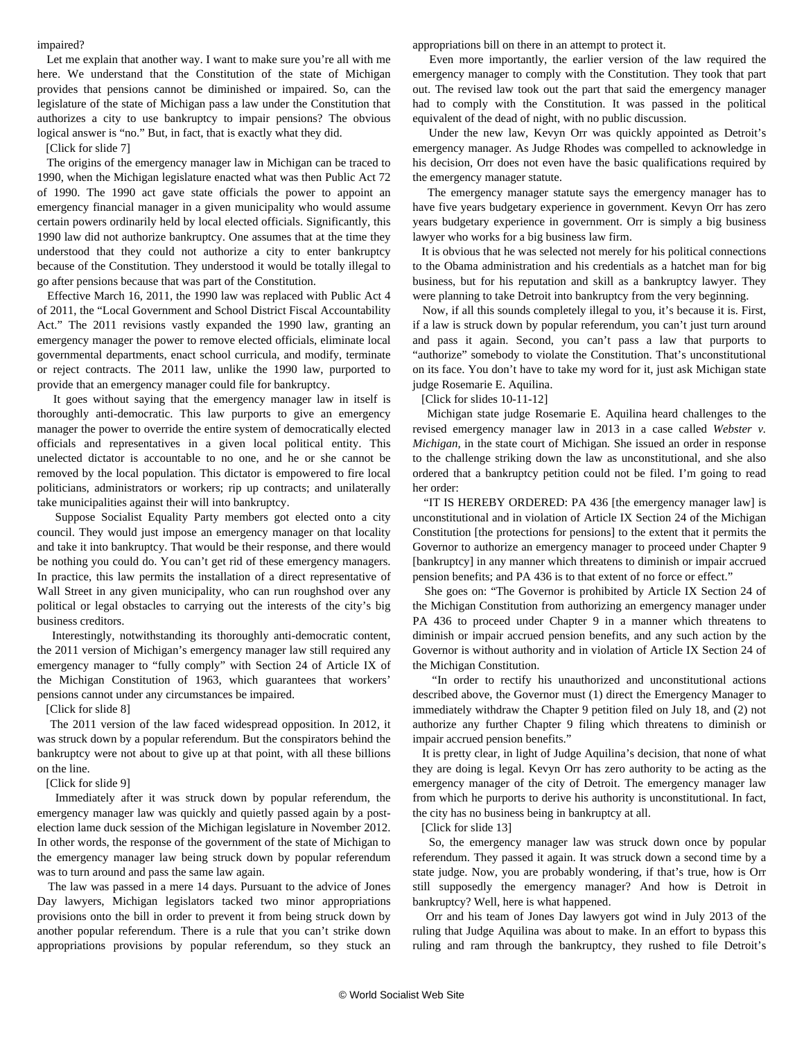impaired?

Let me explain that another way. I want to make sure you're all with me here. We understand that the Constitution of the state of Michigan provides that pensions cannot be diminished or impaired. So, can the legislature of the state of Michigan pass a law under the Constitution that authorizes a city to use bankruptcy to impair pensions? The obvious logical answer is "no." But, in fact, that is exactly what they did.

[Click for slide 7]

The origins of the emergency manager law in Michigan can be traced to 1990, when the Michigan legislature enacted what was then Public Act 72 of 1990. The 1990 act gave state officials the power to appoint an emergency financial manager in a given municipality who would assume certain powers ordinarily held by local elected officials. Significantly, this 1990 law did not authorize bankruptcy. One assumes that at the time they understood that they could not authorize a city to enter bankruptcy because of the Constitution. They understood it would be totally illegal to go after pensions because that was part of the Constitution.

Effective March 16, 2011, the 1990 law was replaced with Public Act 4 of 2011, the "Local Government and School District Fiscal Accountability Act." The 2011 revisions vastly expanded the 1990 law, granting an emergency manager the power to remove elected officials, eliminate local governmental departments, enact school curricula, and modify, terminate or reject contracts. The 2011 law, unlike the 1990 law, purported to provide that an emergency manager could file for bankruptcy.

It goes without saying that the emergency manager law in itself is thoroughly anti-democratic. This law purports to give an emergency manager the power to override the entire system of democratically elected officials and representatives in a given local political entity. This unelected dictator is accountable to no one, and he or she cannot be removed by the local population. This dictator is empowered to fire local politicians, administrators or workers; rip up contracts; and unilaterally take municipalities against their will into bankruptcy.

Suppose Socialist Equality Party members got elected onto a city council. They would just impose an emergency manager on that locality and take it into bankruptcy. That would be their response, and there would be nothing you could do. You can't get rid of these emergency managers. In practice, this law permits the installation of a direct representative of Wall Street in any given municipality, who can run roughshod over any political or legal obstacles to carrying out the interests of the city's big business creditors.

Interestingly, notwithstanding its thoroughly anti-democratic content, the 2011 version of Michigan's emergency manager law still required any emergency manager to "fully comply" with Section 24 of Article IX of the Michigan Constitution of 1963, which guarantees that workers' pensions cannot under any circumstances be impaired.

[Click for slide 8]

The 2011 version of the law faced widespread opposition. In 2012, it was struck down by a popular referendum. But the conspirators behind the bankruptcy were not about to give up at that point, with all these billions on the line.

[Click for slide 9]

Immediately after it was struck down by popular referendum, the emergency manager law was quickly and quietly passed again by a post-election lame duck session of the Michigan legislature in November 2012. In other words, the response of the government of the state of Michigan to the emergency manager law being struck down by popular referendum was to turn around and pass the same law again.

The law was passed in a mere 14 days. Pursuant to the advice of Jones Day lawyers, Michigan legislators tacked two minor appropriations provisions onto the bill in order to prevent it from being struck down by another popular referendum. There is a rule that you can't strike down appropriations provisions by popular referendum, so they stuck an appropriations bill on there in an attempt to protect it.

Even more importantly, the earlier version of the law required the emergency manager to comply with the Constitution. They took that part out. The revised law took out the part that said the emergency manager had to comply with the Constitution. It was passed in the political equivalent of the dead of night, with no public discussion.

Under the new law, Kevyn Orr was quickly appointed as Detroit's emergency manager. As Judge Rhodes was compelled to acknowledge in his decision, Orr does not even have the basic qualifications required by the emergency manager statute.

The emergency manager statute says the emergency manager has to have five years budgetary experience in government. Kevyn Orr has zero years budgetary experience in government. Orr is simply a big business lawyer who works for a big business law firm.

It is obvious that he was selected not merely for his political connections to the Obama administration and his credentials as a hatchet man for big business, but for his reputation and skill as a bankruptcy lawyer. They were planning to take Detroit into bankruptcy from the very beginning.

Now, if all this sounds completely illegal to you, it's because it is. First, if a law is struck down by popular referendum, you can't just turn around and pass it again. Second, you can't pass a law that purports to "authorize" somebody to violate the Constitution. That's unconstitutional on its face. You don't have to take my word for it, just ask Michigan state judge Rosemarie E. Aquilina.

[Click for slides 10-11-12]

Michigan state judge Rosemarie E. Aquilina heard challenges to the revised emergency manager law in 2013 in a case called *Webster v. Michigan*, in the state court of Michigan. She issued an order in response to the challenge striking down the law as unconstitutional, and she also ordered that a bankruptcy petition could not be filed. I'm going to read her order:

"IT IS HEREBY ORDERED: PA 436 [the emergency manager law] is unconstitutional and in violation of Article IX Section 24 of the Michigan Constitution [the protections for pensions] to the extent that it permits the Governor to authorize an emergency manager to proceed under Chapter 9 [bankruptcy] in any manner which threatens to diminish or impair accrued pension benefits; and PA 436 is to that extent of no force or effect."

She goes on: "The Governor is prohibited by Article IX Section 24 of the Michigan Constitution from authorizing an emergency manager under PA 436 to proceed under Chapter 9 in a manner which threatens to diminish or impair accrued pension benefits, and any such action by the Governor is without authority and in violation of Article IX Section 24 of the Michigan Constitution.

"In order to rectify his unauthorized and unconstitutional actions described above, the Governor must (1) direct the Emergency Manager to immediately withdraw the Chapter 9 petition filed on July 18, and (2) not authorize any further Chapter 9 filing which threatens to diminish or impair accrued pension benefits."

It is pretty clear, in light of Judge Aquilina's decision, that none of what they are doing is legal. Kevyn Orr has zero authority to be acting as the emergency manager of the city of Detroit. The emergency manager law from which he purports to derive his authority is unconstitutional. In fact, the city has no business being in bankruptcy at all.

[Click for slide 13]

So, the emergency manager law was struck down once by popular referendum. They passed it again. It was struck down a second time by a state judge. Now, you are probably wondering, if that's true, how is Orr still supposedly the emergency manager? And how is Detroit in bankruptcy? Well, here is what happened.

Orr and his team of Jones Day lawyers got wind in July 2013 of the ruling that Judge Aquilina was about to make. In an effort to bypass this ruling and ram through the bankruptcy, they rushed to file Detroit's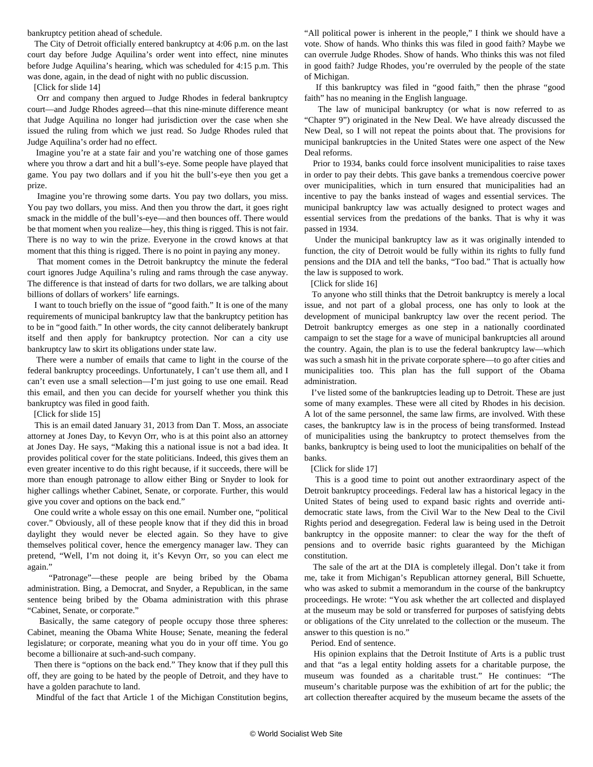bankruptcy petition ahead of schedule.

The City of Detroit officially entered bankruptcy at 4:06 p.m. on the last court day before Judge Aquilina's order went into effect, nine minutes before Judge Aquilina's hearing, which was scheduled for 4:15 p.m. This was done, again, in the dead of night with no public discussion.

[Click for slide 14]

Orr and company then argued to Judge Rhodes in federal bankruptcy court—and Judge Rhodes agreed—that this nine-minute difference meant that Judge Aquilina no longer had jurisdiction over the case when she issued the ruling from which we just read. So Judge Rhodes ruled that Judge Aquilina's order had no effect.

Imagine you're at a state fair and you're watching one of those games where you throw a dart and hit a bull's-eye. Some people have played that game. You pay two dollars and if you hit the bull's-eye then you get a prize.

Imagine you're throwing some darts. You pay two dollars, you miss. You pay two dollars, you miss. And then you throw the dart, it goes right smack in the middle of the bull's-eye—and then bounces off. There would be that moment when you realize—hey, this thing is rigged. This is not fair. There is no way to win the prize. Everyone in the crowd knows at that moment that this thing is rigged. There is no point in paying any money.

That moment comes in the Detroit bankruptcy the minute the federal court ignores Judge Aquilina's ruling and rams through the case anyway. The difference is that instead of darts for two dollars, we are talking about billions of dollars of workers' life earnings.

I want to touch briefly on the issue of "good faith." It is one of the many requirements of municipal bankruptcy law that the bankruptcy petition has to be in "good faith." In other words, the city cannot deliberately bankrupt itself and then apply for bankruptcy protection. Nor can a city use bankruptcy law to skirt its obligations under state law.

There were a number of emails that came to light in the course of the federal bankruptcy proceedings. Unfortunately, I can't use them all, and I can't even use a small selection—I'm just going to use one email. Read this email, and then you can decide for yourself whether you think this bankruptcy was filed in good faith.

[Click for slide 15]

This is an email dated January 31, 2013 from Dan T. Moss, an associate attorney at Jones Day, to Kevyn Orr, who is at this point also an attorney at Jones Day. He says, "Making this a national issue is not a bad idea. It provides political cover for the state politicians. Indeed, this gives them an even greater incentive to do this right because, if it succeeds, there will be more than enough patronage to allow either Bing or Snyder to look for higher callings whether Cabinet, Senate, or corporate. Further, this would give you cover and options on the back end."

One could write a whole essay on this one email. Number one, "political cover." Obviously, all of these people know that if they did this in broad daylight they would never be elected again. So they have to give themselves political cover, hence the emergency manager law. They can pretend, "Well, I'm not doing it, it's Kevyn Orr, so you can elect me again."

"Patronage"—these people are being bribed by the Obama administration. Bing, a Democrat, and Snyder, a Republican, in the same sentence being bribed by the Obama administration with this phrase "Cabinet, Senate, or corporate."

Basically, the same category of people occupy those three spheres: Cabinet, meaning the Obama White House; Senate, meaning the federal legislature; or corporate, meaning what you do in your off time. You go become a billionaire at such-and-such company.

Then there is "options on the back end." They know that if they pull this off, they are going to be hated by the people of Detroit, and they have to have a golden parachute to land.

Mindful of the fact that Article 1 of the Michigan Constitution begins, "All political power is inherent in the people," I think we should have a vote. Show of hands. Who thinks this was filed in good faith? Maybe we can overrule Judge Rhodes. Show of hands. Who thinks this was not filed in good faith? Judge Rhodes, you're overruled by the people of the state of Michigan.

If this bankruptcy was filed in "good faith," then the phrase "good faith" has no meaning in the English language.

The law of municipal bankruptcy (or what is now referred to as "Chapter 9") originated in the New Deal. We have already discussed the New Deal, so I will not repeat the points about that. The provisions for municipal bankruptcies in the United States were one aspect of the New Deal reforms.

Prior to 1934, banks could force insolvent municipalities to raise taxes in order to pay their debts. This gave banks a tremendous coercive power over municipalities, which in turn ensured that municipalities had an incentive to pay the banks instead of wages and essential services. The municipal bankruptcy law was actually designed to protect wages and essential services from the predations of the banks. That is why it was passed in 1934.

Under the municipal bankruptcy law as it was originally intended to function, the city of Detroit would be fully within its rights to fully fund pensions and the DIA and tell the banks, "Too bad." That is actually how the law is supposed to work.

[Click for slide 16]

To anyone who still thinks that the Detroit bankruptcy is merely a local issue, and not part of a global process, one has only to look at the development of municipal bankruptcy law over the recent period. The Detroit bankruptcy emerges as one step in a nationally coordinated campaign to set the stage for a wave of municipal bankruptcies all around the country. Again, the plan is to use the federal bankruptcy law—which was such a smash hit in the private corporate sphere—to go after cities and municipalities too. This plan has the full support of the Obama administration.

I've listed some of the bankruptcies leading up to Detroit. These are just some of many examples. These were all cited by Rhodes in his decision. A lot of the same personnel, the same law firms, are involved. With these cases, the bankruptcy law is in the process of being transformed. Instead of municipalities using the bankruptcy to protect themselves from the banks, bankruptcy is being used to loot the municipalities on behalf of the banks.

[Click for slide 17]

This is a good time to point out another extraordinary aspect of the Detroit bankruptcy proceedings. Federal law has a historical legacy in the United States of being used to expand basic rights and override anti-democratic state laws, from the Civil War to the New Deal to the Civil Rights period and desegregation. Federal law is being used in the Detroit bankruptcy in the opposite manner: to clear the way for the theft of pensions and to override basic rights guaranteed by the Michigan constitution.

The sale of the art at the DIA is completely illegal. Don't take it from me, take it from Michigan's Republican attorney general, Bill Schuette, who was asked to submit a memorandum in the course of the bankruptcy proceedings. He wrote: "You ask whether the art collected and displayed at the museum may be sold or transferred for purposes of satisfying debts or obligations of the City unrelated to the collection or the museum. The answer to this question is no."

Period. End of sentence.

His opinion explains that the Detroit Institute of Arts is a public trust and that "as a legal entity holding assets for a charitable purpose, the museum was founded as a charitable trust." He continues: "The museum's charitable purpose was the exhibition of art for the public; the art collection thereafter acquired by the museum became the assets of the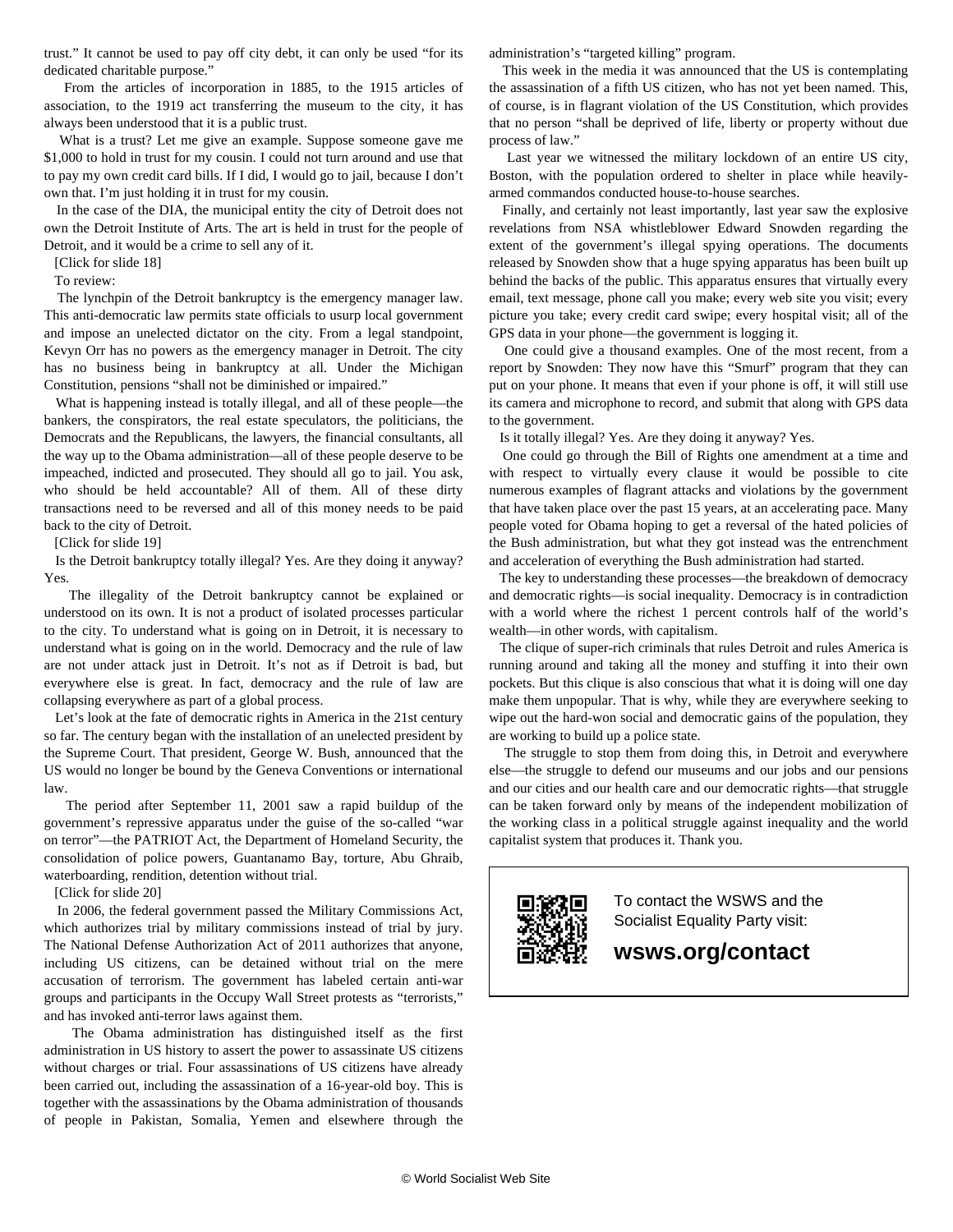trust." It cannot be used to pay off city debt, it can only be used "for its dedicated charitable purpose."

From the articles of incorporation in 1885, to the 1915 articles of association, to the 1919 act transferring the museum to the city, it has always been understood that it is a public trust.

What is a trust? Let me give an example. Suppose someone gave me $1,000 to hold in trust for my cousin. I could not turn around and use that to pay my own credit card bills. If I did, I would go to jail, because I don't own that. I'm just holding it in trust for my cousin.

In the case of the DIA, the municipal entity the city of Detroit does not own the Detroit Institute of Arts. The art is held in trust for the people of Detroit, and it would be a crime to sell any of it.

[Click for slide 18]

To review:

The lynchpin of the Detroit bankruptcy is the emergency manager law. This anti-democratic law permits state officials to usurp local government and impose an unelected dictator on the city. From a legal standpoint, Kevyn Orr has no powers as the emergency manager in Detroit. The city has no business being in bankruptcy at all. Under the Michigan Constitution, pensions "shall not be diminished or impaired."

What is happening instead is totally illegal, and all of these people—the bankers, the conspirators, the real estate speculators, the politicians, the Democrats and the Republicans, the lawyers, the financial consultants, all the way up to the Obama administration—all of these people deserve to be impeached, indicted and prosecuted. They should all go to jail. You ask, who should be held accountable? All of them. All of these dirty transactions need to be reversed and all of this money needs to be paid back to the city of Detroit.

[Click for slide 19]

Is the Detroit bankruptcy totally illegal? Yes. Are they doing it anyway? Yes.

The illegality of the Detroit bankruptcy cannot be explained or understood on its own. It is not a product of isolated processes particular to the city. To understand what is going on in Detroit, it is necessary to understand what is going on in the world. Democracy and the rule of law are not under attack just in Detroit. It's not as if Detroit is bad, but everywhere else is great. In fact, democracy and the rule of law are collapsing everywhere as part of a global process.

Let's look at the fate of democratic rights in America in the 21st century so far. The century began with the installation of an unelected president by the Supreme Court. That president, George W. Bush, announced that the US would no longer be bound by the Geneva Conventions or international law.

The period after September 11, 2001 saw a rapid buildup of the government's repressive apparatus under the guise of the so-called "war on terror"—the PATRIOT Act, the Department of Homeland Security, the consolidation of police powers, Guantanamo Bay, torture, Abu Ghraib, waterboarding, rendition, detention without trial.

[Click for slide 20]

In 2006, the federal government passed the Military Commissions Act, which authorizes trial by military commissions instead of trial by jury. The National Defense Authorization Act of 2011 authorizes that anyone, including US citizens, can be detained without trial on the mere accusation of terrorism. The government has labeled certain anti-war groups and participants in the Occupy Wall Street protests as "terrorists," and has invoked anti-terror laws against them.

The Obama administration has distinguished itself as the first administration in US history to assert the power to assassinate US citizens without charges or trial. Four assassinations of US citizens have already been carried out, including the assassination of a 16-year-old boy. This is together with the assassinations by the Obama administration of thousands of people in Pakistan, Somalia, Yemen and elsewhere through the administration's "targeted killing" program.

This week in the media it was announced that the US is contemplating the assassination of a fifth US citizen, who has not yet been named. This, of course, is in flagrant violation of the US Constitution, which provides that no person "shall be deprived of life, liberty or property without due process of law."

Last year we witnessed the military lockdown of an entire US city, Boston, with the population ordered to shelter in place while heavily-armed commandos conducted house-to-house searches.

Finally, and certainly not least importantly, last year saw the explosive revelations from NSA whistleblower Edward Snowden regarding the extent of the government's illegal spying operations. The documents released by Snowden show that a huge spying apparatus has been built up behind the backs of the public. This apparatus ensures that virtually every email, text message, phone call you make; every web site you visit; every picture you take; every credit card swipe; every hospital visit; all of the GPS data in your phone—the government is logging it.

One could give a thousand examples. One of the most recent, from a report by Snowden: They now have this "Smurf" program that they can put on your phone. It means that even if your phone is off, it will still use its camera and microphone to record, and submit that along with GPS data to the government.

Is it totally illegal? Yes. Are they doing it anyway? Yes.

One could go through the Bill of Rights one amendment at a time and with respect to virtually every clause it would be possible to cite numerous examples of flagrant attacks and violations by the government that have taken place over the past 15 years, at an accelerating pace. Many people voted for Obama hoping to get a reversal of the hated policies of the Bush administration, but what they got instead was the entrenchment and acceleration of everything the Bush administration had started.

The key to understanding these processes—the breakdown of democracy and democratic rights—is social inequality. Democracy is in contradiction with a world where the richest 1 percent controls half of the world's wealth—in other words, with capitalism.

The clique of super-rich criminals that rules Detroit and rules America is running around and taking all the money and stuffing it into their own pockets. But this clique is also conscious that what it is doing will one day make them unpopular. That is why, while they are everywhere seeking to wipe out the hard-won social and democratic gains of the population, they are working to build up a police state.

The struggle to stop them from doing this, in Detroit and everywhere else—the struggle to defend our museums and our jobs and our pensions and our cities and our health care and our democratic rights—that struggle can be taken forward only by means of the independent mobilization of the working class in a political struggle against inequality and the world capitalist system that produces it. Thank you.

To contact the WSWS and the Socialist Equality Party visit:

**wsws.org/contact**